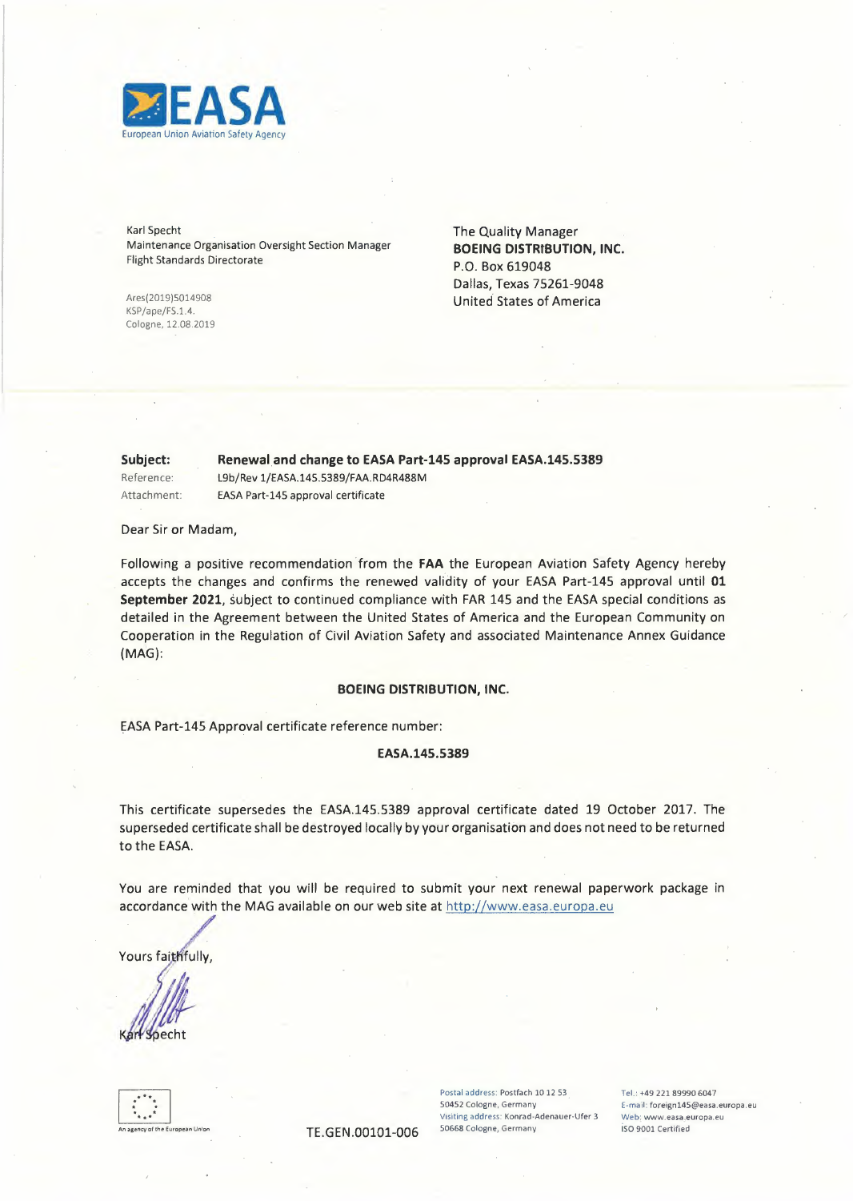EASA
European Union Aviation Safety Agency

Karl Specht
Maintenance Organisation Oversight Section Manager
Flight Standards Directorate

Ares(2019)5014908
KSP/ape/FS.1.4.
Cologne, 12.08.2019

The Quality Manager
**BOEING DISTRIBUTION, INC.**
P.O. Box 619048
Dallas, Texas 75261-9048
United States of America

**Subject:** **Renewal and change to EASA Part-145 approval EASA.145.5389**
Reference: L9b/Rev 1/EASA.145.5389/FAA.RD4R488M
Attachment: EASA Part-145 approval certificate

Dear Sir or Madam,

Following a positive recommendation from the **FAA** the European Aviation Safety Agency hereby accepts the changes and confirms the renewed validity of your EASA Part-145 approval until **01 September 2021**, subject to continued compliance with FAR 145 and the EASA special conditions as detailed in the Agreement between the United States of America and the European Community on Cooperation in the Regulation of Civil Aviation Safety and associated Maintenance Annex Guidance (MAG):

**BOEING DISTRIBUTION, INC.**

EASA Part-145 Approval certificate reference number:

**EASA.145.5389**

This certificate supersedes the EASA.145.5389 approval certificate dated 19 October 2017. The superseded certificate shall be destroyed locally by your organisation and does not need to be returned to the EASA.

You are reminded that you will be required to submit your next renewal paperwork package in accordance with the MAG available on our web site at http://www.easa.europa.eu

Yours faithfully,

Karl Specht

An agency of the European Union

TE.GEN.00101-006

Postal address: Postfach 10 12 53
50452 Cologne, Germany
Visiting address: Konrad-Adenauer-Ufer 3
50668 Cologne, Germany

Tel.: +49 221 89990 6047
E-mail: foreign145@easa.europa.eu
Web: www.easa.europa.eu
ISO 9001 Certified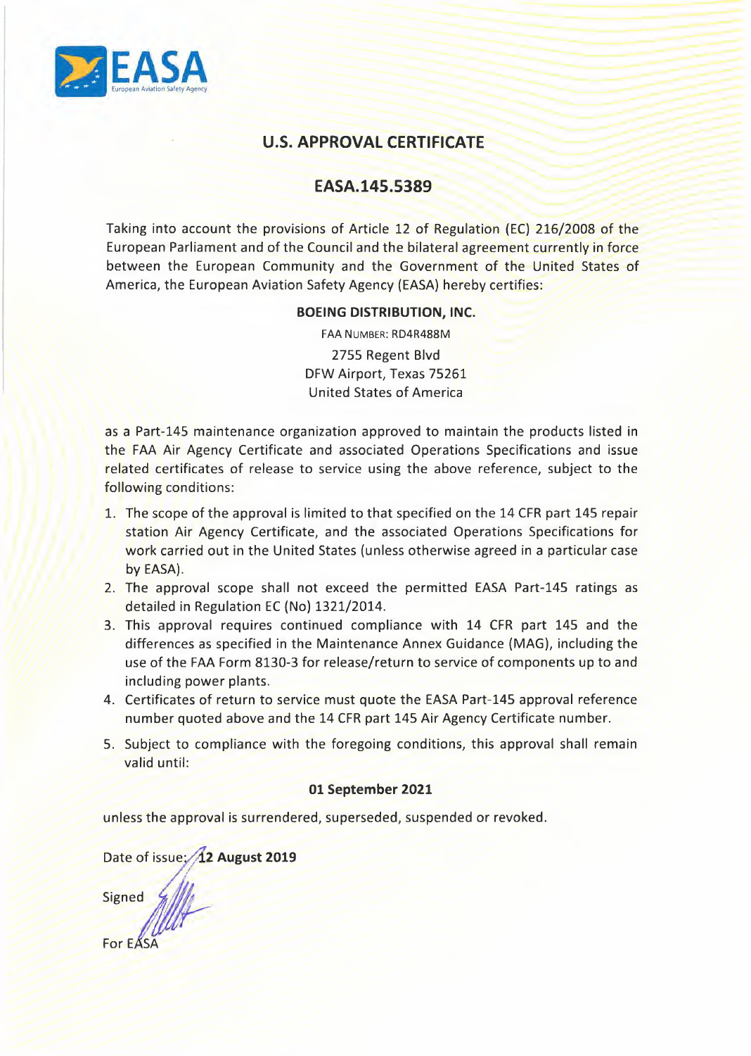EASA
European Aviation Safety Agency

# U.S. APPROVAL CERTIFICATE

## EASA.145.5389

Taking into account the provisions of Article 12 of Regulation (EC) 216/2008 of the European Parliament and of the Council and the bilateral agreement currently in force between the European Community and the Government of the United States of America, the European Aviation Safety Agency (EASA) hereby certifies:

**BOEING DISTRIBUTION, INC.**

FAA NUMBER: RD4R488M

2755 Regent Blvd
DFW Airport, Texas 75261
United States of America

as a Part-145 maintenance organization approved to maintain the products listed in the FAA Air Agency Certificate and associated Operations Specifications and issue related certificates of release to service using the above reference, subject to the following conditions:

1. The scope of the approval is limited to that specified on the 14 CFR part 145 repair station Air Agency Certificate, and the associated Operations Specifications for work carried out in the United States (unless otherwise agreed in a particular case by EASA).
2. The approval scope shall not exceed the permitted EASA Part-145 ratings as detailed in Regulation EC (No) 1321/2014.
3. This approval requires continued compliance with 14 CFR part 145 and the differences as specified in the Maintenance Annex Guidance (MAG), including the use of the FAA Form 8130-3 for release/return to service of components up to and including power plants.
4. Certificates of return to service must quote the EASA Part-145 approval reference number quoted above and the 14 CFR part 145 Air Agency Certificate number.
5. Subject to compliance with the foregoing conditions, this approval shall remain valid until:

**01 September 2021**

unless the approval is surrendered, superseded, suspended or revoked.

Date of issue: **12 August 2019**

Signed

For EASA